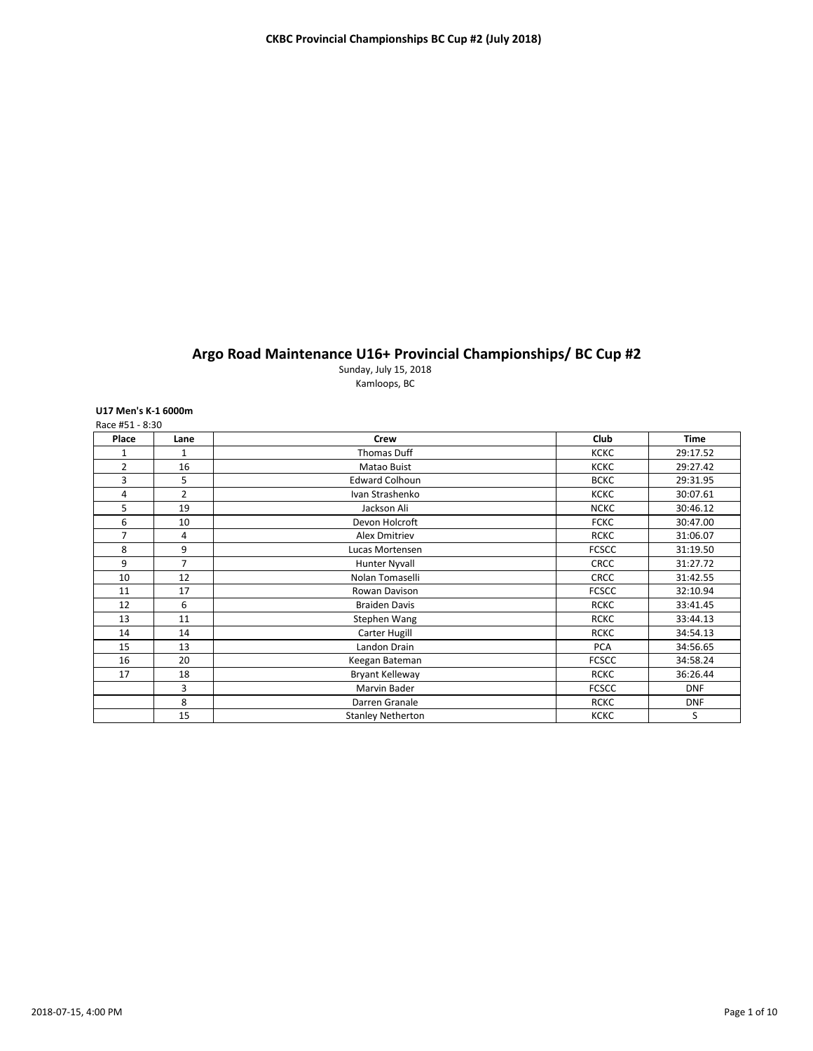# Argo Road Maintenance U16+ Provincial Championships/ BC Cup #2

Sunday, July 15, 2018

Kamloops, BC

**U17 Men's K-1 6000m**

Race #51 - 8:30

| Place | Lane | Crew | Club | Time |
|---|---|---|---|---|
| 1 | 1 | Thomas Duff | KCKC | 29:17.52 |
| 2 | 16 | Matao Buist | KCKC | 29:27.42 |
| 3 | 5 | Edward Colhoun | BCKC | 29:31.95 |
| 4 | 2 | Ivan Strashenko | KCKC | 30:07.61 |
| 5 | 19 | Jackson Ali | NCKC | 30:46.12 |
| 6 | 10 | Devon Holcroft | FCKC | 30:47.00 |
| 7 | 4 | Alex Dmitriev | RCKC | 31:06.07 |
| 8 | 9 | Lucas Mortensen | FCSCC | 31:19.50 |
| 9 | 7 | Hunter Nyvall | CRCC | 31:27.72 |
| 10 | 12 | Nolan Tomaselli | CRCC | 31:42.55 |
| 11 | 17 | Rowan Davison | FCSCC | 32:10.94 |
| 12 | 6 | Braiden Davis | RCKC | 33:41.45 |
| 13 | 11 | Stephen Wang | RCKC | 33:44.13 |
| 14 | 14 | Carter Hugill | RCKC | 34:54.13 |
| 15 | 13 | Landon Drain | PCA | 34:56.65 |
| 16 | 20 | Keegan Bateman | FCSCC | 34:58.24 |
| 17 | 18 | Bryant Kelleway | RCKC | 36:26.44 |
| | 3 | Marvin Bader | FCSCC | DNF |
| | 8 | Darren Granale | RCKC | DNF |
| | 15 | Stanley Netherton | KCKC | S |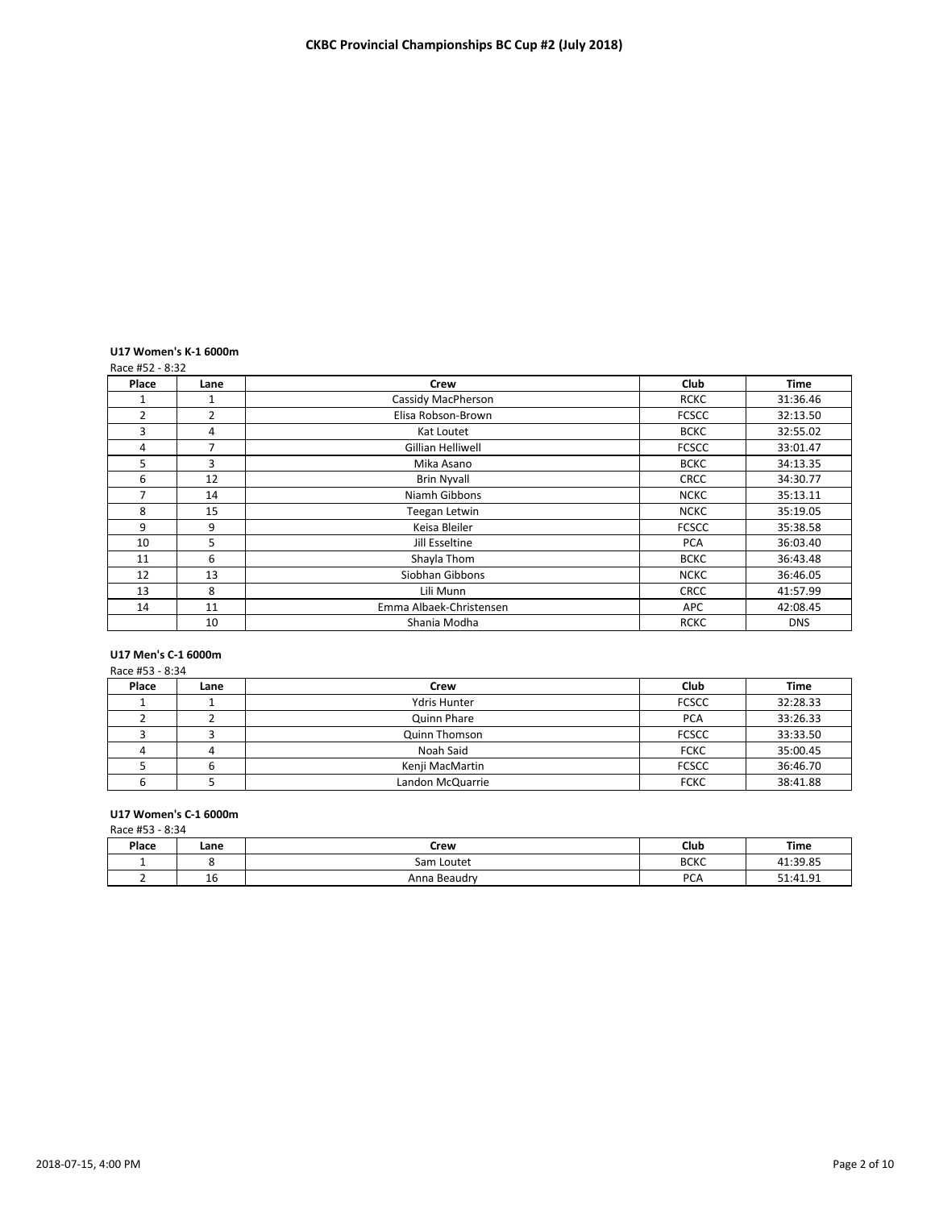# CKBC Provincial Championships BC Cup #2 (July 2018)

**U17 Women's K-1 6000m**

Race #52 - 8:32

| Place | Lane | Crew | Club | Time |
|---|---|---|---|---|
| 1 | 1 | Cassidy MacPherson | RCKC | 31:36.46 |
| 2 | 2 | Elisa Robson-Brown | FCSCC | 32:13.50 |
| 3 | 4 | Kat Loutet | BCKC | 32:55.02 |
| 4 | 7 | Gillian Helliwell | FCSCC | 33:01.47 |
| 5 | 3 | Mika Asano | BCKC | 34:13.35 |
| 6 | 12 | Brin Nyvall | CRCC | 34:30.77 |
| 7 | 14 | Niamh Gibbons | NCKC | 35:13.11 |
| 8 | 15 | Teegan Letwin | NCKC | 35:19.05 |
| 9 | 9 | Keisa Bleiler | FCSCC | 35:38.58 |
| 10 | 5 | Jill Esseltine | PCA | 36:03.40 |
| 11 | 6 | Shayla Thom | BCKC | 36:43.48 |
| 12 | 13 | Siobhan Gibbons | NCKC | 36:46.05 |
| 13 | 8 | Lili Munn | CRCC | 41:57.99 |
| 14 | 11 | Emma Albaek-Christensen | APC | 42:08.45 |
| | 10 | Shania Modha | RCKC | DNS |

**U17 Men's C-1 6000m**

Race #53 - 8:34

| Place | Lane | Crew | Club | Time |
|---|---|---|---|---|
| 1 | 1 | Ydris Hunter | FCSCC | 32:28.33 |
| 2 | 2 | Quinn Phare | PCA | 33:26.33 |
| 3 | 3 | Quinn Thomson | FCSCC | 33:33.50 |
| 4 | 4 | Noah Said | FCKC | 35:00.45 |
| 5 | 6 | Kenji MacMartin | FCSCC | 36:46.70 |
| 6 | 5 | Landon McQuarrie | FCKC | 38:41.88 |

**U17 Women's C-1 6000m**

Race #53 - 8:34

| Place | Lane | Crew | Club | Time |
|---|---|---|---|---|
| 1 | 8 | Sam Loutet | BCKC | 41:39.85 |
| 2 | 16 | Anna Beaudry | PCA | 51:41.91 |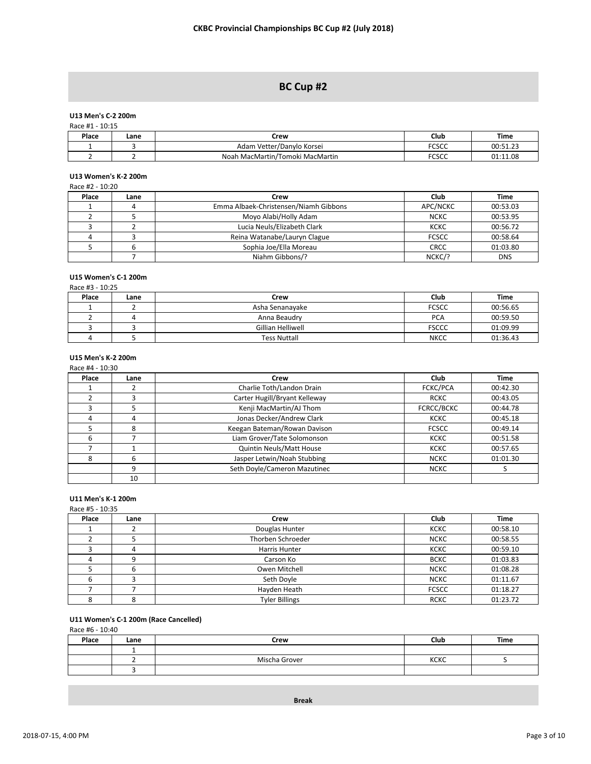## BC Cup #2

**U13 Men's C-2 200m**

Race #1 - 10:15

| Place | Lane | Crew | Club | Time |
|---|---|---|---|---|
| 1 | 3 | Adam Vetter/Danylo Korsei | FCSCC | 00:51.23 |
| 2 | 2 | Noah MacMartin/Tomoki MacMartin | FCSCC | 01:11.08 |

**U13 Women's K-2 200m**

Race #2 - 10:20

| Place | Lane | Crew | Club | Time |
|---|---|---|---|---|
| 1 | 4 | Emma Albaek-Christensen/Niamh Gibbons | APC/NCKC | 00:53.03 |
| 2 | 5 | Moyo Alabi/Holly Adam | NCKC | 00:53.95 |
| 3 | 2 | Lucia Neuls/Elizabeth Clark | KCKC | 00:56.72 |
| 4 | 3 | Reina Watanabe/Lauryn Clague | FCSCC | 00:58.64 |
| 5 | 6 | Sophia Joe/Ella Moreau | CRCC | 01:03.80 |
| | 7 | Niahm Gibbons/? | NCKC/? | DNS |

**U15 Women's C-1 200m**

Race #3 - 10:25

| Place | Lane | Crew | Club | Time |
|---|---|---|---|---|
| 1 | 2 | Asha Senanayake | FCSCC | 00:56.65 |
| 2 | 4 | Anna Beaudry | PCA | 00:59.50 |
| 3 | 3 | Gillian Helliwell | FSCCC | 01:09.99 |
| 4 | 5 | Tess Nuttall | NKCC | 01:36.43 |

**U15 Men's K-2 200m**

Race #4 - 10:30

| Place | Lane | Crew | Club | Time |
|---|---|---|---|---|
| 1 | 2 | Charlie Toth/Landon Drain | FCKC/PCA | 00:42.30 |
| 2 | 3 | Carter Hugill/Bryant Kelleway | RCKC | 00:43.05 |
| 3 | 5 | Kenji MacMartin/AJ Thom | FCRCC/BCKC | 00:44.78 |
| 4 | 4 | Jonas Decker/Andrew Clark | KCKC | 00:45.18 |
| 5 | 8 | Keegan Bateman/Rowan Davison | FCSCC | 00:49.14 |
| 6 | 7 | Liam Grover/Tate Solomonson | KCKC | 00:51.58 |
| 7 | 1 | Quintin Neuls/Matt House | KCKC | 00:57.65 |
| 8 | 6 | Jasper Letwin/Noah Stubbing | NCKC | 01:01.30 |
| | 9 | Seth Doyle/Cameron Mazutinec | NCKC | S |
| | 10 | | | |

**U11 Men's K-1 200m**

Race #5 - 10:35

| Place | Lane | Crew | Club | Time |
|---|---|---|---|---|
| 1 | 2 | Douglas Hunter | KCKC | 00:58.10 |
| 2 | 5 | Thorben Schroeder | NCKC | 00:58.55 |
| 3 | 4 | Harris Hunter | KCKC | 00:59.10 |
| 4 | 9 | Carson Ko | BCKC | 01:03.83 |
| 5 | 6 | Owen Mitchell | NCKC | 01:08.28 |
| 6 | 3 | Seth Doyle | NCKC | 01:11.67 |
| 7 | 7 | Hayden Heath | FCSCC | 01:18.27 |
| 8 | 8 | Tyler Billings | RCKC | 01:23.72 |

**U11 Women's C-1 200m (Race Cancelled)**

Race #6 - 10:40

| Place | Lane | Crew | Club | Time |
|---|---|---|---|---|
| | 1 | | | |
| | 2 | Mischa Grover | KCKC | S |
| | 3 | | | |

**Break**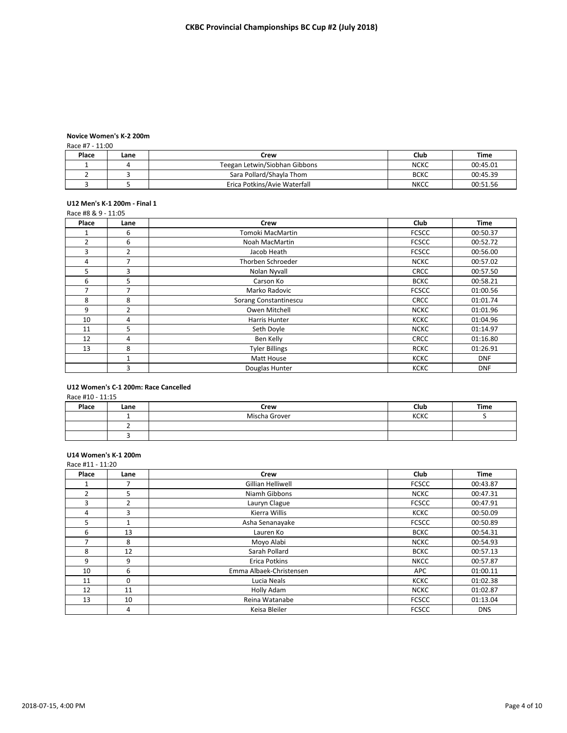## CKBC Provincial Championships BC Cup #2 (July 2018)

### Novice Women's K-2 200m

Race #7 - 11:00

| Place | Lane | Crew | Club | Time |
|---|---|---|---|---|
| 1 | 4 | Teegan Letwin/Siobhan Gibbons | NCKC | 00:45.01 |
| 2 | 3 | Sara Pollard/Shayla Thom | BCKC | 00:45.39 |
| 3 | 5 | Erica Potkins/Avie Waterfall | NKCC | 00:51.56 |

### U12 Men's K-1 200m - Final 1

Race #8 & 9 - 11:05

| Place | Lane | Crew | Club | Time |
|---|---|---|---|---|
| 1 | 6 | Tomoki MacMartin | FCSCC | 00:50.37 |
| 2 | 6 | Noah MacMartin | FCSCC | 00:52.72 |
| 3 | 2 | Jacob Heath | FCSCC | 00:56.00 |
| 4 | 7 | Thorben Schroeder | NCKC | 00:57.02 |
| 5 | 3 | Nolan Nyvall | CRCC | 00:57.50 |
| 6 | 5 | Carson Ko | BCKC | 00:58.21 |
| 7 | 7 | Marko Radovic | FCSCC | 01:00.56 |
| 8 | 8 | Sorang Constantinescu | CRCC | 01:01.74 |
| 9 | 2 | Owen Mitchell | NCKC | 01:01.96 |
| 10 | 4 | Harris Hunter | KCKC | 01:04.96 |
| 11 | 5 | Seth Doyle | NCKC | 01:14.97 |
| 12 | 4 | Ben Kelly | CRCC | 01:16.80 |
| 13 | 8 | Tyler Billings | RCKC | 01:26.91 |
| | 1 | Matt House | KCKC | DNF |
| | 3 | Douglas Hunter | KCKC | DNF |

### U12 Women's C-1 200m: Race Cancelled

Race #10 - 11:15

| Place | Lane | Crew | Club | Time |
|---|---|---|---|---|
| | 1 | Mischa Grover | KCKC | S |
| | 2 | | | |
| | 3 | | | |

### U14 Women's K-1 200m

Race #11 - 11:20

| Place | Lane | Crew | Club | Time |
|---|---|---|---|---|
| 1 | 7 | Gillian Helliwell | FCSCC | 00:43.87 |
| 2 | 5 | Niamh Gibbons | NCKC | 00:47.31 |
| 3 | 2 | Lauryn Clague | FCSCC | 00:47.91 |
| 4 | 3 | Kierra Willis | KCKC | 00:50.09 |
| 5 | 1 | Asha Senanayake | FCSCC | 00:50.89 |
| 6 | 13 | Lauren Ko | BCKC | 00:54.31 |
| 7 | 8 | Moyo Alabi | NCKC | 00:54.93 |
| 8 | 12 | Sarah Pollard | BCKC | 00:57.13 |
| 9 | 9 | Erica Potkins | NKCC | 00:57.87 |
| 10 | 6 | Emma Albaek-Christensen | APC | 01:00.11 |
| 11 | 0 | Lucia Neals | KCKC | 01:02.38 |
| 12 | 11 | Holly Adam | NCKC | 01:02.87 |
| 13 | 10 | Reina Watanabe | FCSCC | 01:13.04 |
| | 4 | Keisa Bleiler | FCSCC | DNS |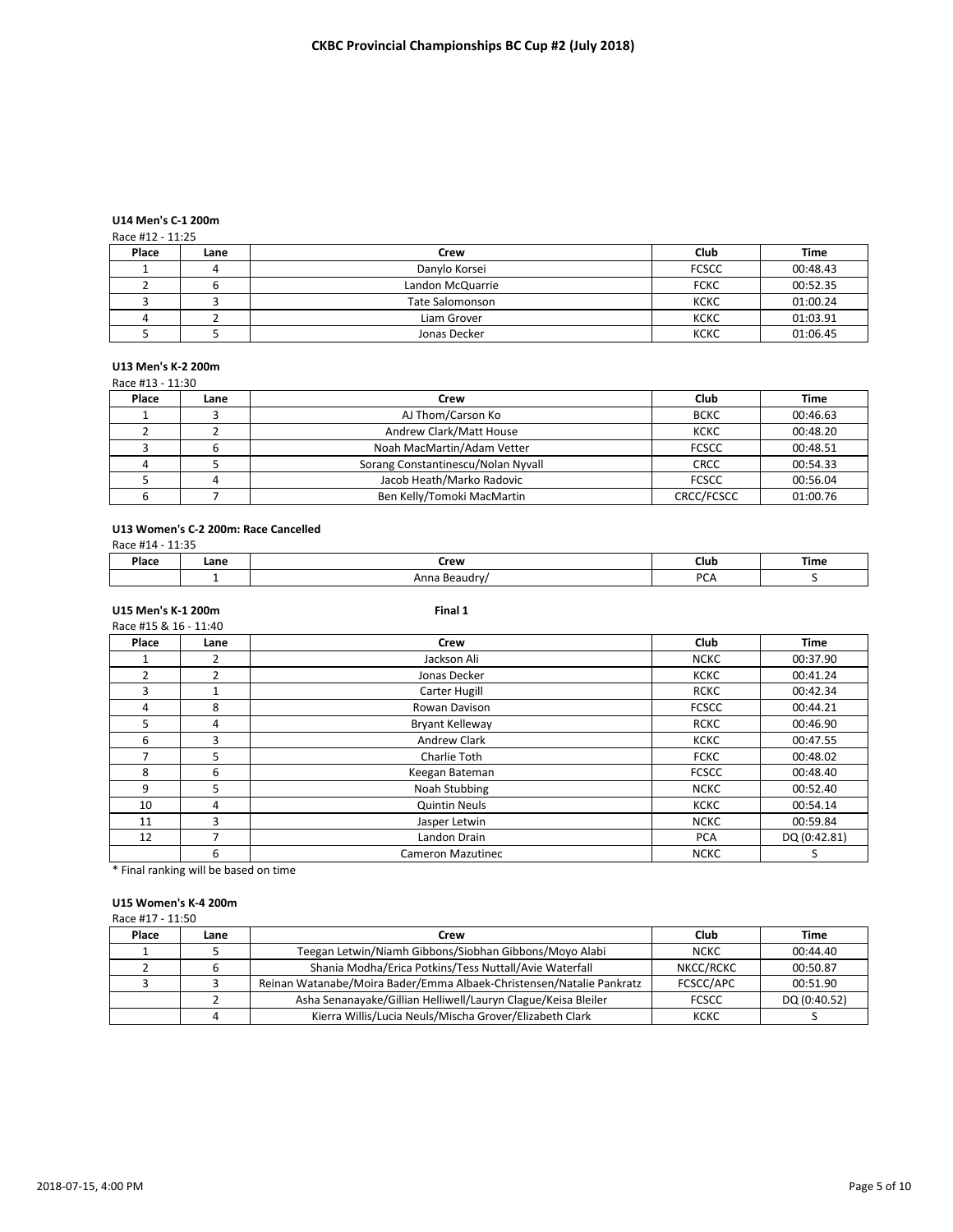# CKBC Provincial Championships BC Cup #2 (July 2018)

### U14 Men's C-1 200m

Race #12 - 11:25

| Place | Lane | Crew | Club | Time |
|---|---|---|---|---|
| 1 | 4 | Danylo Korsei | FCSCC | 00:48.43 |
| 2 | 6 | Landon McQuarrie | FCKC | 00:52.35 |
| 3 | 3 | Tate Salomonson | KCKC | 01:00.24 |
| 4 | 2 | Liam Grover | KCKC | 01:03.91 |
| 5 | 5 | Jonas Decker | KCKC | 01:06.45 |

### U13 Men's K-2 200m

Race #13 - 11:30

| Place | Lane | Crew | Club | Time |
|---|---|---|---|---|
| 1 | 3 | AJ Thom/Carson Ko | BCKC | 00:46.63 |
| 2 | 2 | Andrew Clark/Matt House | KCKC | 00:48.20 |
| 3 | 6 | Noah MacMartin/Adam Vetter | FCSCC | 00:48.51 |
| 4 | 5 | Sorang Constantinescu/Nolan Nyvall | CRCC | 00:54.33 |
| 5 | 4 | Jacob Heath/Marko Radovic | FCSCC | 00:56.04 |
| 6 | 7 | Ben Kelly/Tomoki MacMartin | CRCC/FCSCC | 01:00.76 |

### U13 Women's C-2 200m: Race Cancelled

Race #14 - 11:35

| Place | Lane | Crew | Club | Time |
|---|---|---|---|---|
| | 1 | Anna Beaudry/ | PCA | S |

### U15 Men's K-1 200m — Final 1

Race #15 & 16 - 11:40

| Place | Lane | Crew | Club | Time |
|---|---|---|---|---|
| 1 | 2 | Jackson Ali | NCKC | 00:37.90 |
| 2 | 2 | Jonas Decker | KCKC | 00:41.24 |
| 3 | 1 | Carter Hugill | RCKC | 00:42.34 |
| 4 | 8 | Rowan Davison | FCSCC | 00:44.21 |
| 5 | 4 | Bryant Kelleway | RCKC | 00:46.90 |
| 6 | 3 | Andrew Clark | KCKC | 00:47.55 |
| 7 | 5 | Charlie Toth | FCKC | 00:48.02 |
| 8 | 6 | Keegan Bateman | FCSCC | 00:48.40 |
| 9 | 5 | Noah Stubbing | NCKC | 00:52.40 |
| 10 | 4 | Quintin Neuls | KCKC | 00:54.14 |
| 11 | 3 | Jasper Letwin | NCKC | 00:59.84 |
| 12 | 7 | Landon Drain | PCA | DQ (0:42.81) |
| | 6 | Cameron Mazutinec | NCKC | S |

* Final ranking will be based on time

### U15 Women's K-4 200m

Race #17 - 11:50

| Place | Lane | Crew | Club | Time |
|---|---|---|---|---|
| 1 | 5 | Teegan Letwin/Niamh Gibbons/Siobhan Gibbons/Moyo Alabi | NCKC | 00:44.40 |
| 2 | 6 | Shania Modha/Erica Potkins/Tess Nuttall/Avie Waterfall | NKCC/RCKC | 00:50.87 |
| 3 | 3 | Reinan Watanabe/Moira Bader/Emma Albaek-Christensen/Natalie Pankratz | FCSCC/APC | 00:51.90 |
| | 2 | Asha Senanayake/Gillian Helliwell/Lauryn Clague/Keisa Bleiler | FCSCC | DQ (0:40.52) |
| | 4 | Kierra Willis/Lucia Neuls/Mischa Grover/Elizabeth Clark | KCKC | S |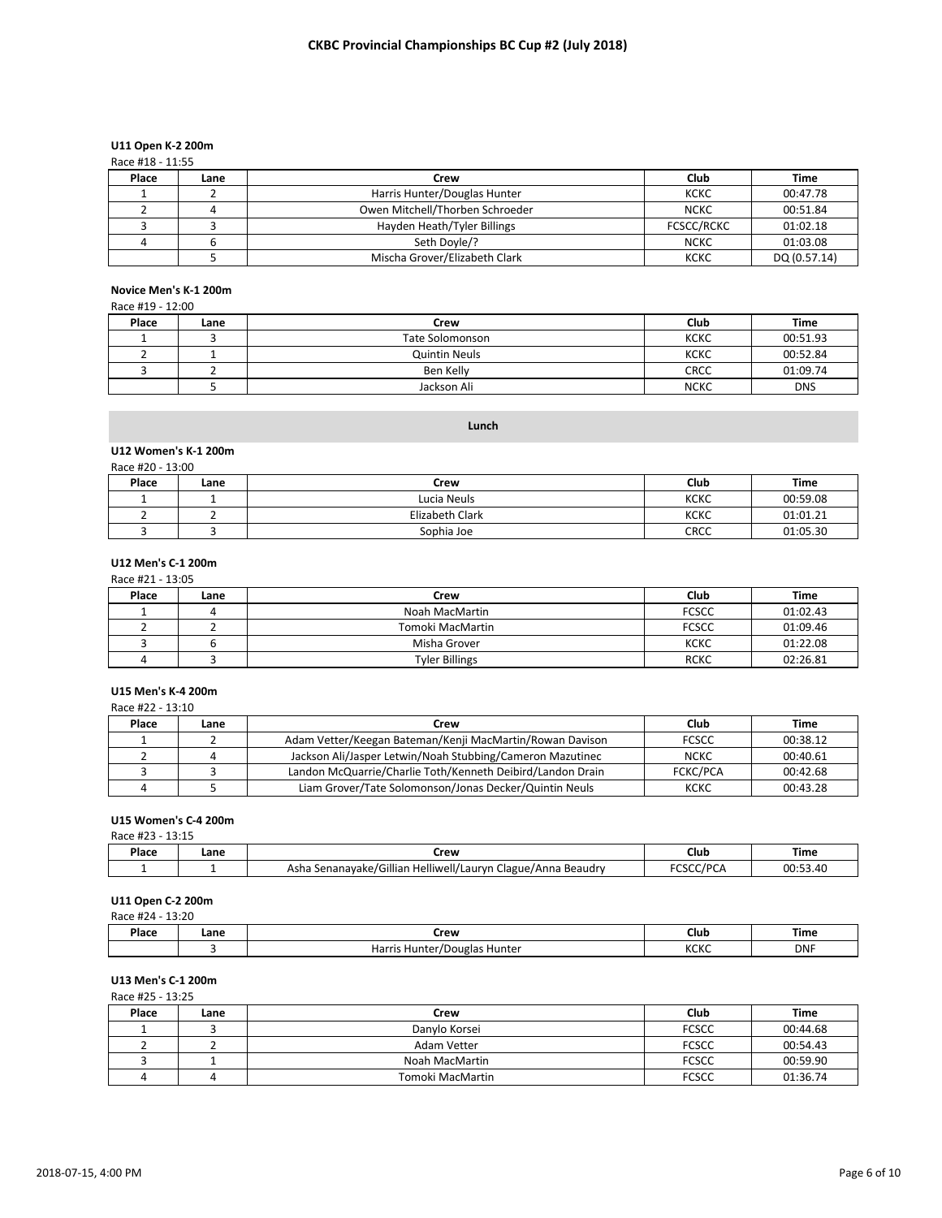## CKBC Provincial Championships BC Cup #2 (July 2018)

### U11 Open K-2 200m

Race #18 - 11:55

| Place | Lane | Crew | Club | Time |
|---|---|---|---|---|
| 1 | 2 | Harris Hunter/Douglas Hunter | KCKC | 00:47.78 |
| 2 | 4 | Owen Mitchell/Thorben Schroeder | NCKC | 00:51.84 |
| 3 | 3 | Hayden Heath/Tyler Billings | FCSCC/RCKC | 01:02.18 |
| 4 | 6 | Seth Doyle/? | NCKC | 01:03.08 |
| | 5 | Mischa Grover/Elizabeth Clark | KCKC | DQ (0.57.14) |

### Novice Men's K-1 200m

Race #19 - 12:00

| Place | Lane | Crew | Club | Time |
|---|---|---|---|---|
| 1 | 3 | Tate Solomonson | KCKC | 00:51.93 |
| 2 | 1 | Quintin Neuls | KCKC | 00:52.84 |
| 3 | 2 | Ben Kelly | CRCC | 01:09.74 |
| | 5 | Jackson Ali | NCKC | DNS |

**Lunch**

### U12 Women's K-1 200m

Race #20 - 13:00

| Place | Lane | Crew | Club | Time |
|---|---|---|---|---|
| 1 | 1 | Lucia Neuls | KCKC | 00:59.08 |
| 2 | 2 | Elizabeth Clark | KCKC | 01:01.21 |
| 3 | 3 | Sophia Joe | CRCC | 01:05.30 |

### U12 Men's C-1 200m

Race #21 - 13:05

| Place | Lane | Crew | Club | Time |
|---|---|---|---|---|
| 1 | 4 | Noah MacMartin | FCSCC | 01:02.43 |
| 2 | 2 | Tomoki MacMartin | FCSCC | 01:09.46 |
| 3 | 6 | Misha Grover | KCKC | 01:22.08 |
| 4 | 3 | Tyler Billings | RCKC | 02:26.81 |

### U15 Men's K-4 200m

Race #22 - 13:10

| Place | Lane | Crew | Club | Time |
|---|---|---|---|---|
| 1 | 2 | Adam Vetter/Keegan Bateman/Kenji MacMartin/Rowan Davison | FCSCC | 00:38.12 |
| 2 | 4 | Jackson Ali/Jasper Letwin/Noah Stubbing/Cameron Mazutinec | NCKC | 00:40.61 |
| 3 | 3 | Landon McQuarrie/Charlie Toth/Kenneth Deibird/Landon Drain | FCKC/PCA | 00:42.68 |
| 4 | 5 | Liam Grover/Tate Solomonson/Jonas Decker/Quintin Neuls | KCKC | 00:43.28 |

### U15 Women's C-4 200m

Race #23 - 13:15

| Place | Lane | Crew | Club | Time |
|---|---|---|---|---|
| 1 | 1 | Asha Senanayake/Gillian Helliwell/Lauryn Clague/Anna Beaudry | FCSCC/PCA | 00:53.40 |

### U11 Open C-2 200m

Race #24 - 13:20

| Place | Lane | Crew | Club | Time |
|---|---|---|---|---|
| | 3 | Harris Hunter/Douglas Hunter | KCKC | DNF |

### U13 Men's C-1 200m

Race #25 - 13:25

| Place | Lane | Crew | Club | Time |
|---|---|---|---|---|
| 1 | 3 | Danylo Korsei | FCSCC | 00:44.68 |
| 2 | 2 | Adam Vetter | FCSCC | 00:54.43 |
| 3 | 1 | Noah MacMartin | FCSCC | 00:59.90 |
| 4 | 4 | Tomoki MacMartin | FCSCC | 01:36.74 |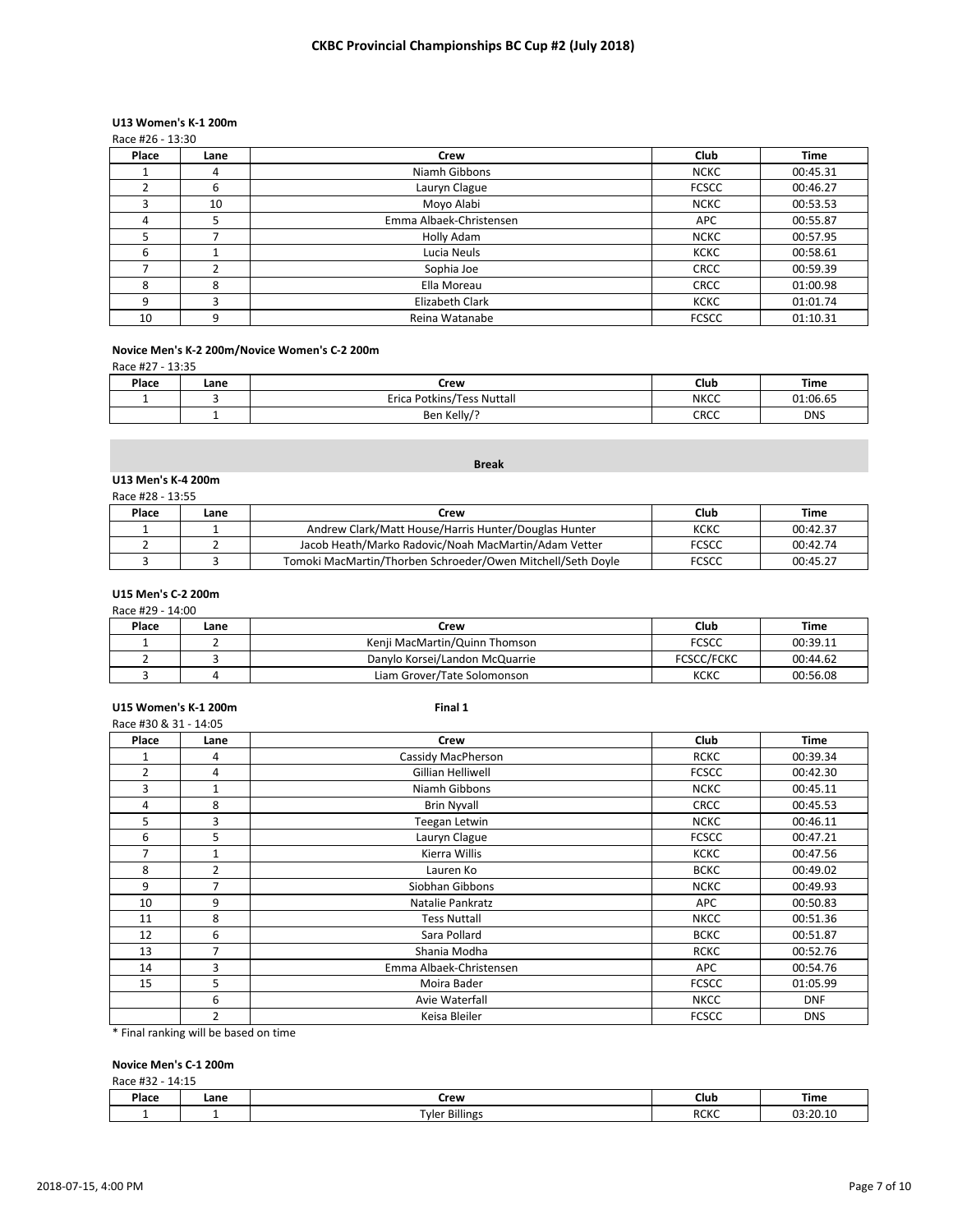# CKBC Provincial Championships BC Cup #2 (July 2018)

### U13 Women's K-1 200m

Race #26 - 13:30

| Place | Lane | Crew | Club | Time |
|---|---|---|---|---|
| 1 | 4 | Niamh Gibbons | NCKC | 00:45.31 |
| 2 | 6 | Lauryn Clague | FCSCC | 00:46.27 |
| 3 | 10 | Moyo Alabi | NCKC | 00:53.53 |
| 4 | 5 | Emma Albaek-Christensen | APC | 00:55.87 |
| 5 | 7 | Holly Adam | NCKC | 00:57.95 |
| 6 | 1 | Lucia Neuls | KCKC | 00:58.61 |
| 7 | 2 | Sophia Joe | CRCC | 00:59.39 |
| 8 | 8 | Ella Moreau | CRCC | 01:00.98 |
| 9 | 3 | Elizabeth Clark | KCKC | 01:01.74 |
| 10 | 9 | Reina Watanabe | FCSCC | 01:10.31 |

### Novice Men's K-2 200m/Novice Women's C-2 200m

Race #27 - 13:35

| Place | Lane | Crew | Club | Time |
|---|---|---|---|---|
| 1 | 3 | Erica Potkins/Tess Nuttall | NKCC | 01:06.65 |
| | 1 | Ben Kelly/? | CRCC | DNS |

**Break**

### U13 Men's K-4 200m

Race #28 - 13:55

| Place | Lane | Crew | Club | Time |
|---|---|---|---|---|
| 1 | 1 | Andrew Clark/Matt House/Harris Hunter/Douglas Hunter | KCKC | 00:42.37 |
| 2 | 2 | Jacob Heath/Marko Radovic/Noah MacMartin/Adam Vetter | FCSCC | 00:42.74 |
| 3 | 3 | Tomoki MacMartin/Thorben Schroeder/Owen Mitchell/Seth Doyle | FCSCC | 00:45.27 |

### U15 Men's C-2 200m

Race #29 - 14:00

| Place | Lane | Crew | Club | Time |
|---|---|---|---|---|
| 1 | 2 | Kenji MacMartin/Quinn Thomson | FCSCC | 00:39.11 |
| 2 | 3 | Danylo Korsei/Landon McQuarrie | FCSCC/FCKC | 00:44.62 |
| 3 | 4 | Liam Grover/Tate Solomonson | KCKC | 00:56.08 |

### U15 Women's K-1 200m — Final 1

Race #30 & 31 - 14:05

| Place | Lane | Crew | Club | Time |
|---|---|---|---|---|
| 1 | 4 | Cassidy MacPherson | RCKC | 00:39.34 |
| 2 | 4 | Gillian Helliwell | FCSCC | 00:42.30 |
| 3 | 1 | Niamh Gibbons | NCKC | 00:45.11 |
| 4 | 8 | Brin Nyvall | CRCC | 00:45.53 |
| 5 | 3 | Teegan Letwin | NCKC | 00:46.11 |
| 6 | 5 | Lauryn Clague | FCSCC | 00:47.21 |
| 7 | 1 | Kierra Willis | KCKC | 00:47.56 |
| 8 | 2 | Lauren Ko | BCKC | 00:49.02 |
| 9 | 7 | Siobhan Gibbons | NCKC | 00:49.93 |
| 10 | 9 | Natalie Pankratz | APC | 00:50.83 |
| 11 | 8 | Tess Nuttall | NKCC | 00:51.36 |
| 12 | 6 | Sara Pollard | BCKC | 00:51.87 |
| 13 | 7 | Shania Modha | RCKC | 00:52.76 |
| 14 | 3 | Emma Albaek-Christensen | APC | 00:54.76 |
| 15 | 5 | Moira Bader | FCSCC | 01:05.99 |
| | 6 | Avie Waterfall | NKCC | DNF |
| | 2 | Keisa Bleiler | FCSCC | DNS |

* Final ranking will be based on time

### Novice Men's C-1 200m

Race #32 - 14:15

| Place | Lane | Crew | Club | Time |
|---|---|---|---|---|
| 1 | 1 | Tyler Billings | RCKC | 03:20.10 |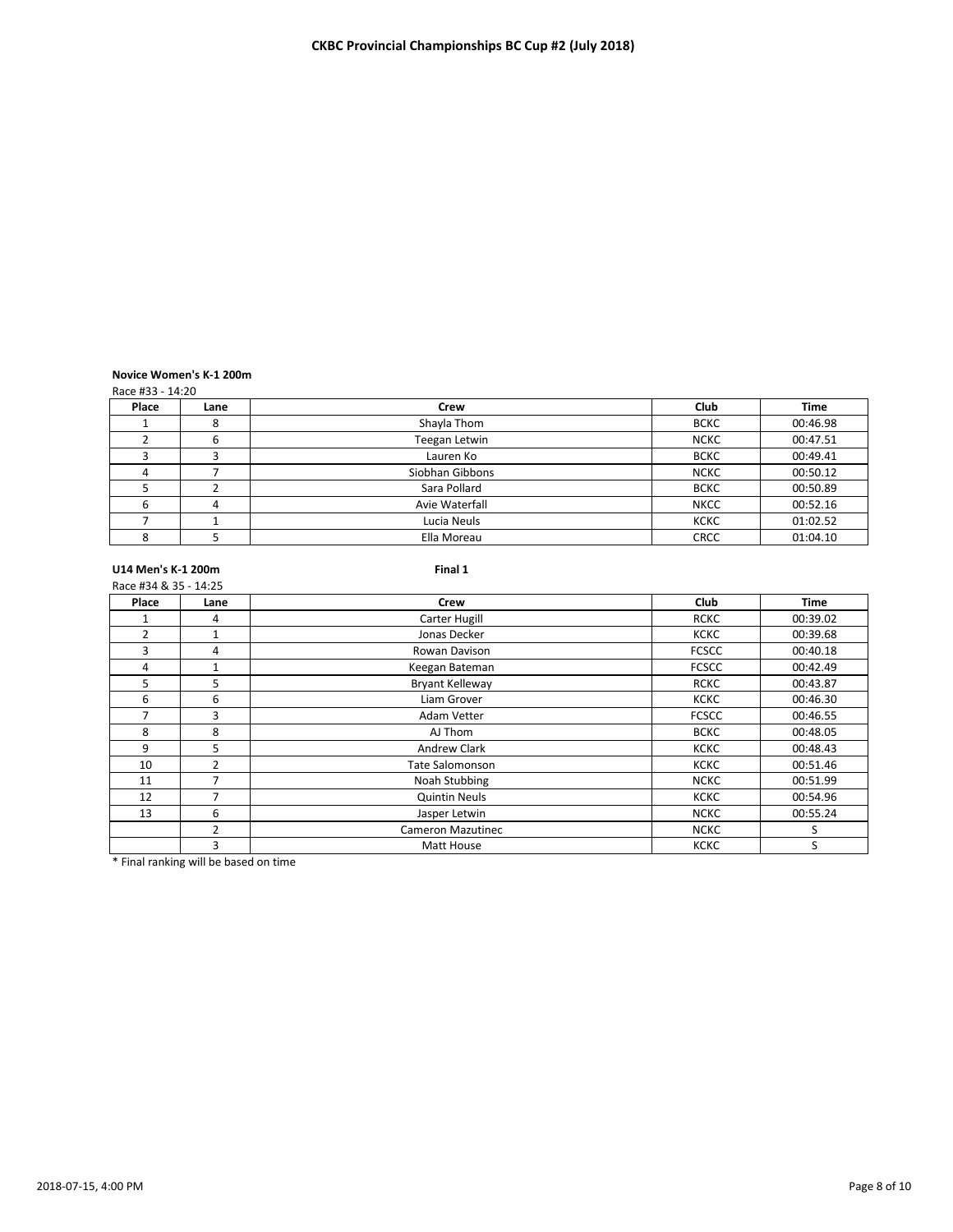**CKBC Provincial Championships BC Cup #2 (July 2018)**

**Novice Women's K-1 200m**

Race #33 - 14:20

| Place | Lane | Crew | Club | Time |
|---|---|---|---|---|
| 1 | 8 | Shayla Thom | BCKC | 00:46.98 |
| 2 | 6 | Teegan Letwin | NCKC | 00:47.51 |
| 3 | 3 | Lauren Ko | BCKC | 00:49.41 |
| 4 | 7 | Siobhan Gibbons | NCKC | 00:50.12 |
| 5 | 2 | Sara Pollard | BCKC | 00:50.89 |
| 6 | 4 | Avie Waterfall | NKCC | 00:52.16 |
| 7 | 1 | Lucia Neuls | KCKC | 01:02.52 |
| 8 | 5 | Ella Moreau | CRCC | 01:04.10 |

**U14 Men's K-1 200m** **Final 1**

Race #34 & 35 - 14:25

| Place | Lane | Crew | Club | Time |
|---|---|---|---|---|
| 1 | 4 | Carter Hugill | RCKC | 00:39.02 |
| 2 | 1 | Jonas Decker | KCKC | 00:39.68 |
| 3 | 4 | Rowan Davison | FCSCC | 00:40.18 |
| 4 | 1 | Keegan Bateman | FCSCC | 00:42.49 |
| 5 | 5 | Bryant Kelleway | RCKC | 00:43.87 |
| 6 | 6 | Liam Grover | KCKC | 00:46.30 |
| 7 | 3 | Adam Vetter | FCSCC | 00:46.55 |
| 8 | 8 | AJ Thom | BCKC | 00:48.05 |
| 9 | 5 | Andrew Clark | KCKC | 00:48.43 |
| 10 | 2 | Tate Salomonson | KCKC | 00:51.46 |
| 11 | 7 | Noah Stubbing | NCKC | 00:51.99 |
| 12 | 7 | Quintin Neuls | KCKC | 00:54.96 |
| 13 | 6 | Jasper Letwin | NCKC | 00:55.24 |
| | 2 | Cameron Mazutinec | NCKC | S |
| | 3 | Matt House | KCKC | S |

* Final ranking will be based on time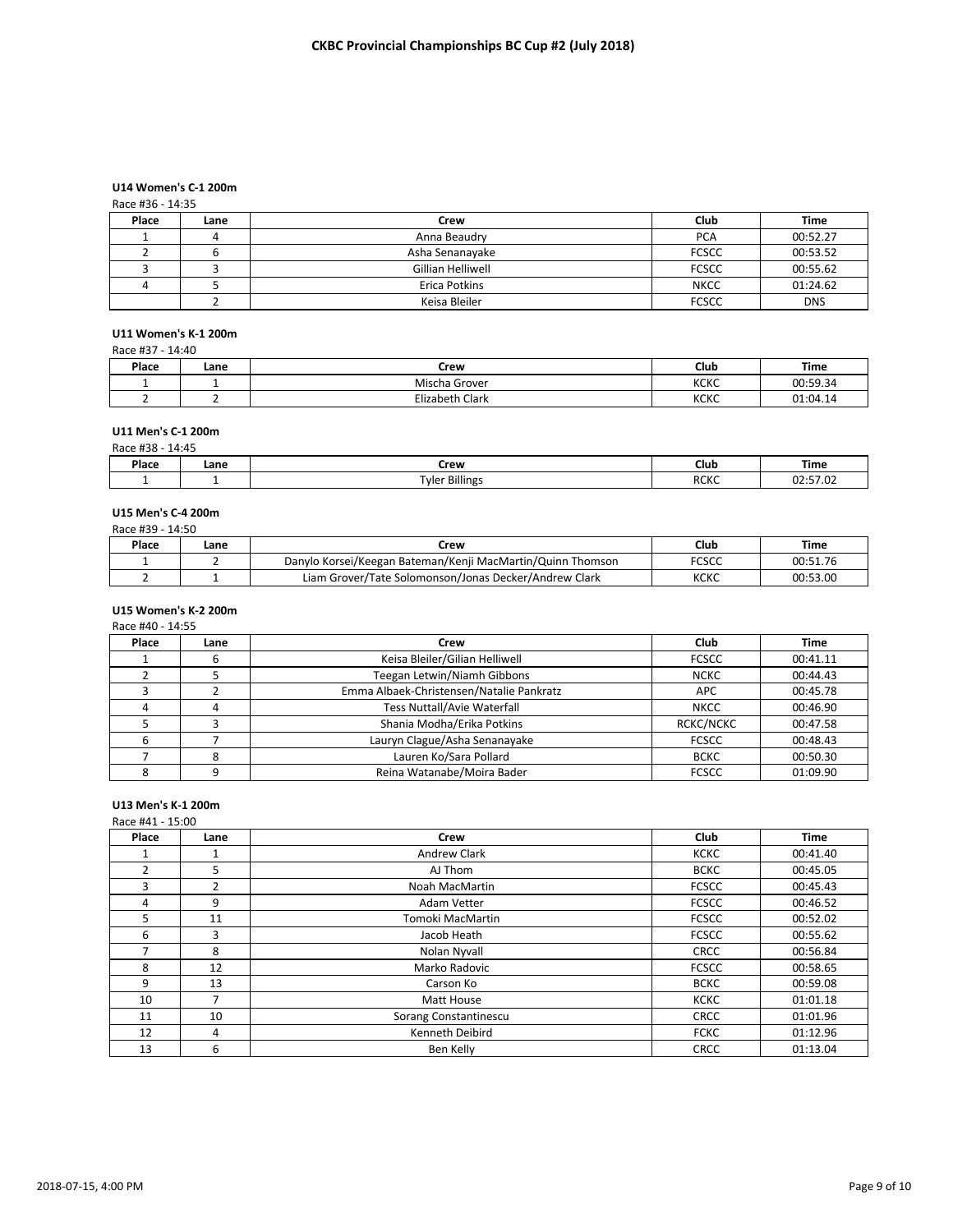# CKBC Provincial Championships BC Cup #2 (July 2018)

### U14 Women's C-1 200m

Race #36 - 14:35

| Place | Lane | Crew | Club | Time |
|---|---|---|---|---|
| 1 | 4 | Anna Beaudry | PCA | 00:52.27 |
| 2 | 6 | Asha Senanayake | FCSCC | 00:53.52 |
| 3 | 3 | Gillian Helliwell | FCSCC | 00:55.62 |
| 4 | 5 | Erica Potkins | NKCC | 01:24.62 |
| | 2 | Keisa Bleiler | FCSCC | DNS |

### U11 Women's K-1 200m

Race #37 - 14:40

| Place | Lane | Crew | Club | Time |
|---|---|---|---|---|
| 1 | 1 | Mischa Grover | KCKC | 00:59.34 |
| 2 | 2 | Elizabeth Clark | KCKC | 01:04.14 |

### U11 Men's C-1 200m

Race #38 - 14:45

| Place | Lane | Crew | Club | Time |
|---|---|---|---|---|
| 1 | 1 | Tyler Billings | RCKC | 02:57.02 |

### U15 Men's C-4 200m

Race #39 - 14:50

| Place | Lane | Crew | Club | Time |
|---|---|---|---|---|
| 1 | 2 | Danylo Korsei/Keegan Bateman/Kenji MacMartin/Quinn Thomson | FCSCC | 00:51.76 |
| 2 | 1 | Liam Grover/Tate Solomonson/Jonas Decker/Andrew Clark | KCKC | 00:53.00 |

### U15 Women's K-2 200m

Race #40 - 14:55

| Place | Lane | Crew | Club | Time |
|---|---|---|---|---|
| 1 | 6 | Keisa Bleiler/Gilian Helliwell | FCSCC | 00:41.11 |
| 2 | 5 | Teegan Letwin/Niamh Gibbons | NCKC | 00:44.43 |
| 3 | 2 | Emma Albaek-Christensen/Natalie Pankratz | APC | 00:45.78 |
| 4 | 4 | Tess Nuttall/Avie Waterfall | NKCC | 00:46.90 |
| 5 | 3 | Shania Modha/Erika Potkins | RCKC/NCKC | 00:47.58 |
| 6 | 7 | Lauryn Clague/Asha Senanayake | FCSCC | 00:48.43 |
| 7 | 8 | Lauren Ko/Sara Pollard | BCKC | 00:50.30 |
| 8 | 9 | Reina Watanabe/Moira Bader | FCSCC | 01:09.90 |

### U13 Men's K-1 200m

Race #41 - 15:00

| Place | Lane | Crew | Club | Time |
|---|---|---|---|---|
| 1 | 1 | Andrew Clark | KCKC | 00:41.40 |
| 2 | 5 | AJ Thom | BCKC | 00:45.05 |
| 3 | 2 | Noah MacMartin | FCSCC | 00:45.43 |
| 4 | 9 | Adam Vetter | FCSCC | 00:46.52 |
| 5 | 11 | Tomoki MacMartin | FCSCC | 00:52.02 |
| 6 | 3 | Jacob Heath | FCSCC | 00:55.62 |
| 7 | 8 | Nolan Nyvall | CRCC | 00:56.84 |
| 8 | 12 | Marko Radovic | FCSCC | 00:58.65 |
| 9 | 13 | Carson Ko | BCKC | 00:59.08 |
| 10 | 7 | Matt House | KCKC | 01:01.18 |
| 11 | 10 | Sorang Constantinescu | CRCC | 01:01.96 |
| 12 | 4 | Kenneth Deibird | FCKC | 01:12.96 |
| 13 | 6 | Ben Kelly | CRCC | 01:13.04 |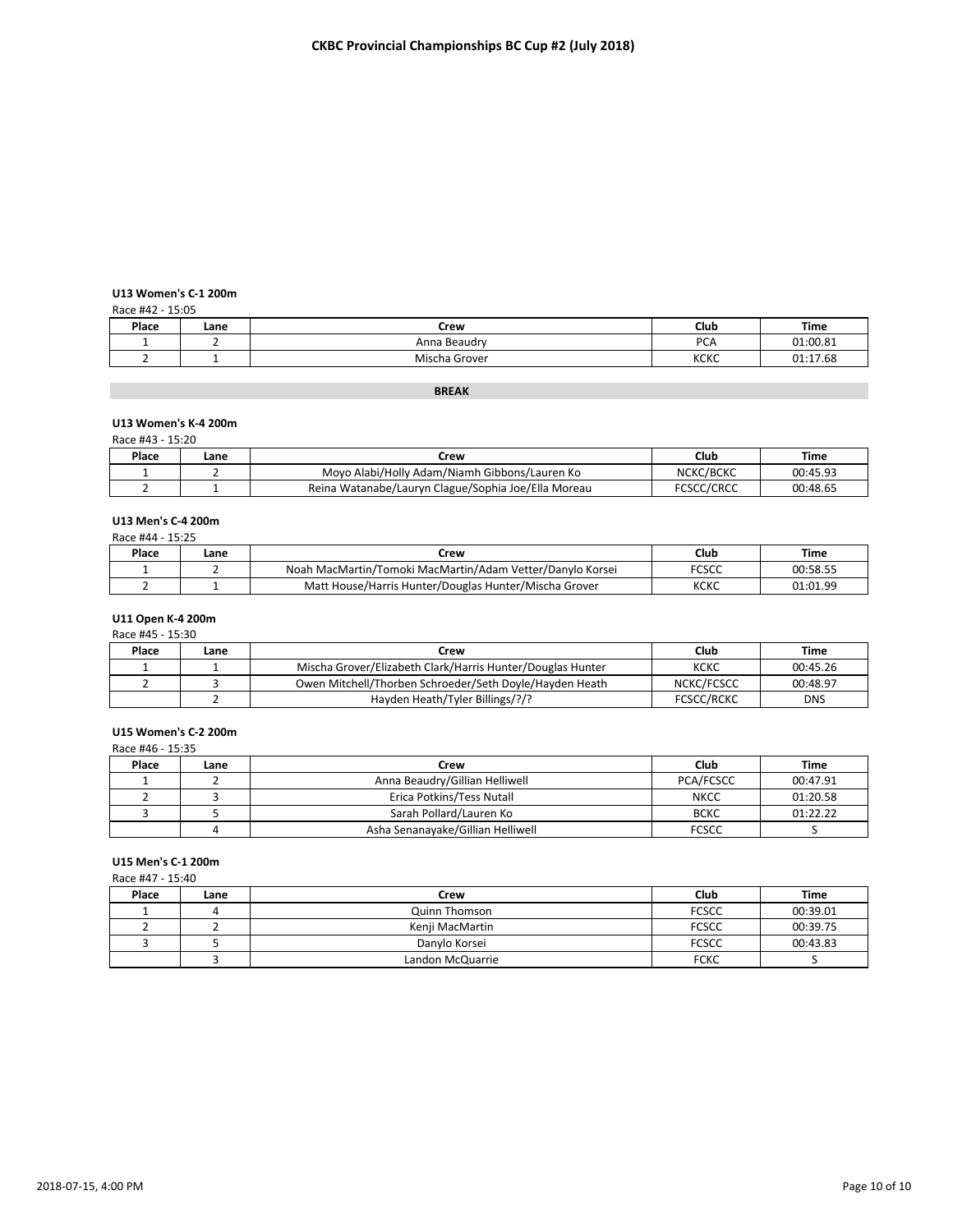# CKBC Provincial Championships BC Cup #2 (July 2018)

**U13 Women's C-1 200m**

Race #42 - 15:05

| Place | Lane | Crew | Club | Time |
|---|---|---|---|---|
| 1 | 2 | Anna Beaudry | PCA | 01:00.81 |
| 2 | 1 | Mischa Grover | KCKC | 01:17.68 |

**BREAK**

**U13 Women's K-4 200m**

Race #43 - 15:20

| Place | Lane | Crew | Club | Time |
|---|---|---|---|---|
| 1 | 2 | Moyo Alabi/Holly Adam/Niamh Gibbons/Lauren Ko | NCKC/BCKC | 00:45.93 |
| 2 | 1 | Reina Watanabe/Lauryn Clague/Sophia Joe/Ella Moreau | FCSCC/CRCC | 00:48.65 |

**U13 Men's C-4 200m**

Race #44 - 15:25

| Place | Lane | Crew | Club | Time |
|---|---|---|---|---|
| 1 | 2 | Noah MacMartin/Tomoki MacMartin/Adam Vetter/Danylo Korsei | FCSCC | 00:58.55 |
| 2 | 1 | Matt House/Harris Hunter/Douglas Hunter/Mischa Grover | KCKC | 01:01.99 |

**U11 Open K-4 200m**

Race #45 - 15:30

| Place | Lane | Crew | Club | Time |
|---|---|---|---|---|
| 1 | 1 | Mischa Grover/Elizabeth Clark/Harris Hunter/Douglas Hunter | KCKC | 00:45.26 |
| 2 | 3 | Owen Mitchell/Thorben Schroeder/Seth Doyle/Hayden Heath | NCKC/FCSCC | 00:48.97 |
| | 2 | Hayden Heath/Tyler Billings/?/? | FCSCC/RCKC | DNS |

**U15 Women's C-2 200m**

Race #46 - 15:35

| Place | Lane | Crew | Club | Time |
|---|---|---|---|---|
| 1 | 2 | Anna Beaudry/Gillian Helliwell | PCA/FCSCC | 00:47.91 |
| 2 | 3 | Erica Potkins/Tess Nutall | NKCC | 01:20.58 |
| 3 | 5 | Sarah Pollard/Lauren Ko | BCKC | 01:22.22 |
| | 4 | Asha Senanayake/Gillian Helliwell | FCSCC | S |

**U15 Men's C-1 200m**

Race #47 - 15:40

| Place | Lane | Crew | Club | Time |
|---|---|---|---|---|
| 1 | 4 | Quinn Thomson | FCSCC | 00:39.01 |
| 2 | 2 | Kenji MacMartin | FCSCC | 00:39.75 |
| 3 | 5 | Danylo Korsei | FCSCC | 00:43.83 |
| | 3 | Landon McQuarrie | FCKC | S |

2018-07-15, 4:00 PM